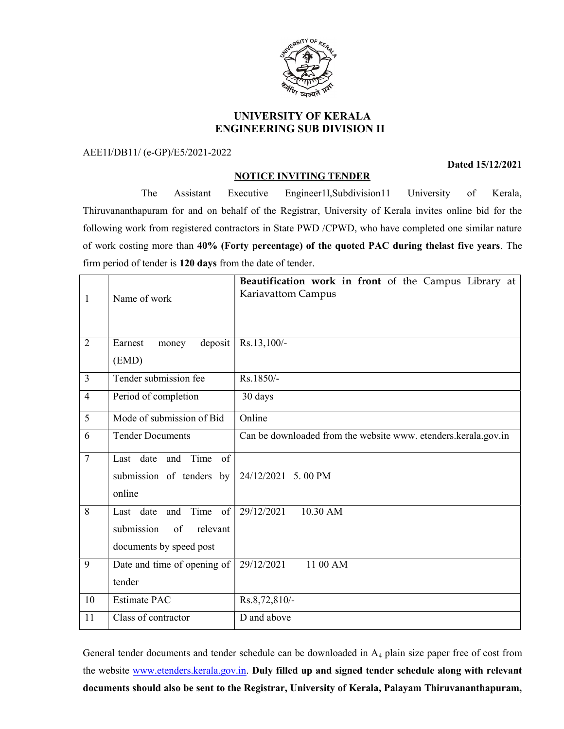# UNIVERSITY OF KERALA
## ENGINEERING SUB DIVISION II

AEE1I/DB11/ (e-GP)/E5/2021-2022

**Dated 15/12/2021**

**NOTICE INVITING TENDER**

The Assistant Executive Engineer1I,Subdivision11 University of Kerala, Thiruvananthapuram for and on behalf of the Registrar, University of Kerala invites online bid for the following work from registered contractors in State PWD /CPWD, who have completed one similar nature of work costing more than **40% (Forty percentage) of the quoted PAC during thelast five years**. The firm period of tender is **120 days** from the date of tender.

| | | |
|---|---|---|
| 1 | Name of work | **Beautification work in front** of the Campus Library at Kariavattom Campus |
| 2 | Earnest money deposit (EMD) | Rs.13,100/- |
| 3 | Tender submission fee | Rs.1850/- |
| 4 | Period of completion | 30 days |
| 5 | Mode of submission of Bid | Online |
| 6 | Tender Documents | Can be downloaded from the website www. etenders.kerala.gov.in |
| 7 | Last date and Time of submission of tenders by online | 24/12/2021 5. 00 PM |
| 8 | Last date and Time of submission of relevant documents by speed post | 29/12/2021 10.30 AM |
| 9 | Date and time of opening of tender | 29/12/2021 11 00 AM |
| 10 | Estimate PAC | Rs.8,72,810/- |
| 11 | Class of contractor | D and above |

General tender documents and tender schedule can be downloaded in $A_4$ plain size paper free of cost from the website www.etenders.kerala.gov.in. **Duly filled up and signed tender schedule along with relevant documents should also be sent to the Registrar, University of Kerala, Palayam Thiruvananthapuram,**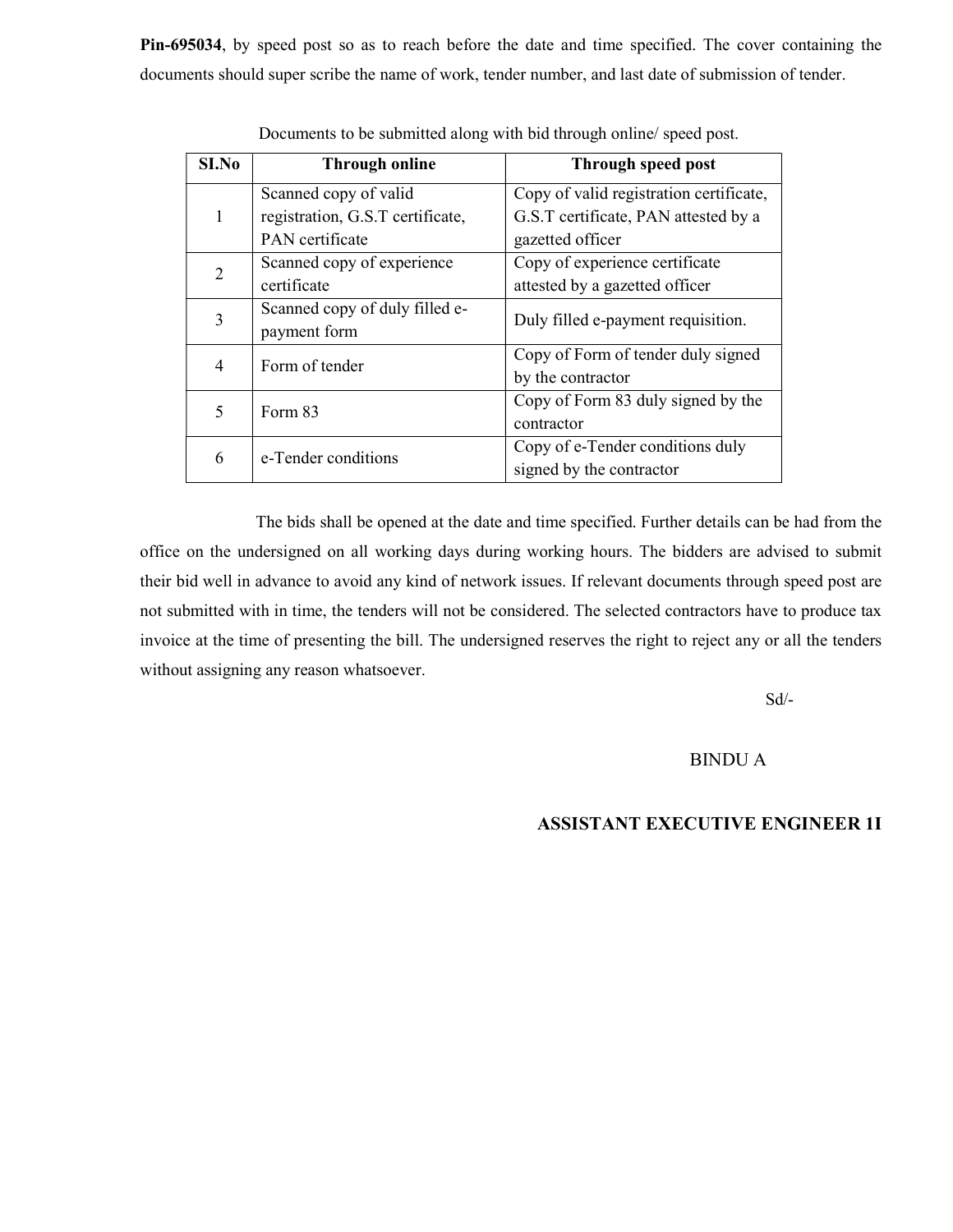**Pin-695034**, by speed post so as to reach before the date and time specified. The cover containing the documents should super scribe the name of work, tender number, and last date of submission of tender.

Documents to be submitted along with bid through online/ speed post.

| SI.No | Through online | Through speed post |
|---|---|---|
| 1 | Scanned copy of valid registration, G.S.T certificate, PAN certificate | Copy of valid registration certificate, G.S.T certificate, PAN attested by a gazetted officer |
| 2 | Scanned copy of experience certificate | Copy of experience certificate attested by a gazetted officer |
| 3 | Scanned copy of duly filled e-payment form | Duly filled e-payment requisition. |
| 4 | Form of tender | Copy of Form of tender duly signed by the contractor |
| 5 | Form 83 | Copy of Form 83 duly signed by the contractor |
| 6 | e-Tender conditions | Copy of e-Tender conditions duly signed by the contractor |

The bids shall be opened at the date and time specified. Further details can be had from the office on the undersigned on all working days during working hours. The bidders are advised to submit their bid well in advance to avoid any kind of network issues. If relevant documents through speed post are not submitted with in time, the tenders will not be considered. The selected contractors have to produce tax invoice at the time of presenting the bill. The undersigned reserves the right to reject any or all the tenders without assigning any reason whatsoever.

Sd/-

BINDU A

**ASSISTANT EXECUTIVE ENGINEER 1I**